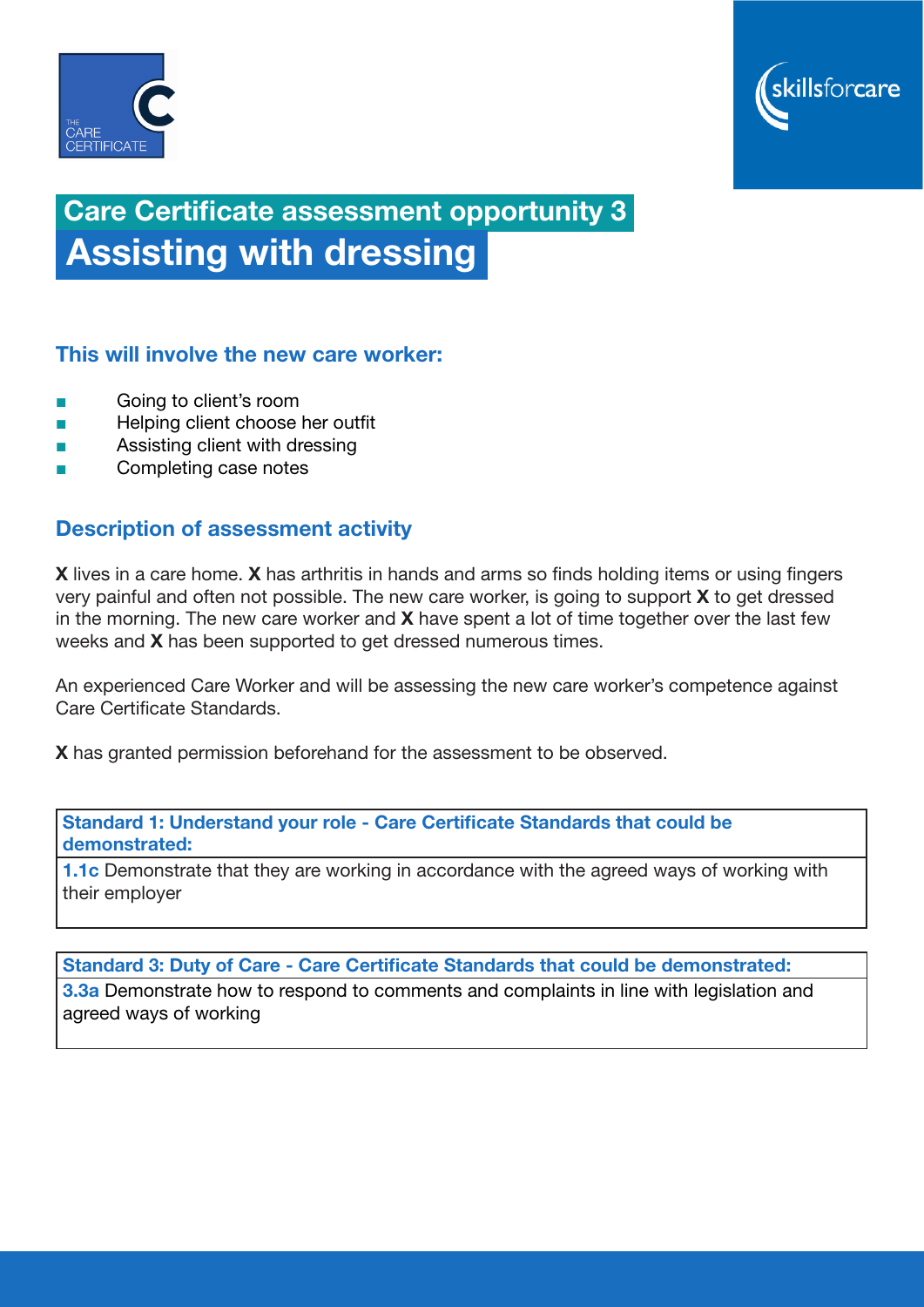# Care Certificate assessment opportunity 3

# Assisting with dressing

## This will involve the new care worker:

- Going to client's room
- Helping client choose her outfit
- Assisting client with dressing
- Completing case notes

## Description of assessment activity

**X** lives in a care home. **X** has arthritis in hands and arms so finds holding items or using fingers very painful and often not possible. The new care worker, is going to support **X** to get dressed in the morning. The new care worker and **X** have spent a lot of time together over the last few weeks and **X** has been supported to get dressed numerous times.

An experienced Care Worker and will be assessing the new care worker's competence against Care Certificate Standards.

**X** has granted permission beforehand for the assessment to be observed.

| Standard 1: Understand your role - Care Certificate Standards that could be demonstrated: |
|---|
| **1.1c** Demonstrate that they are working in accordance with the agreed ways of working with their employer |

| Standard 3: Duty of Care - Care Certificate Standards that could be demonstrated: |
|---|
| **3.3a** Demonstrate how to respond to comments and complaints in line with legislation and agreed ways of working |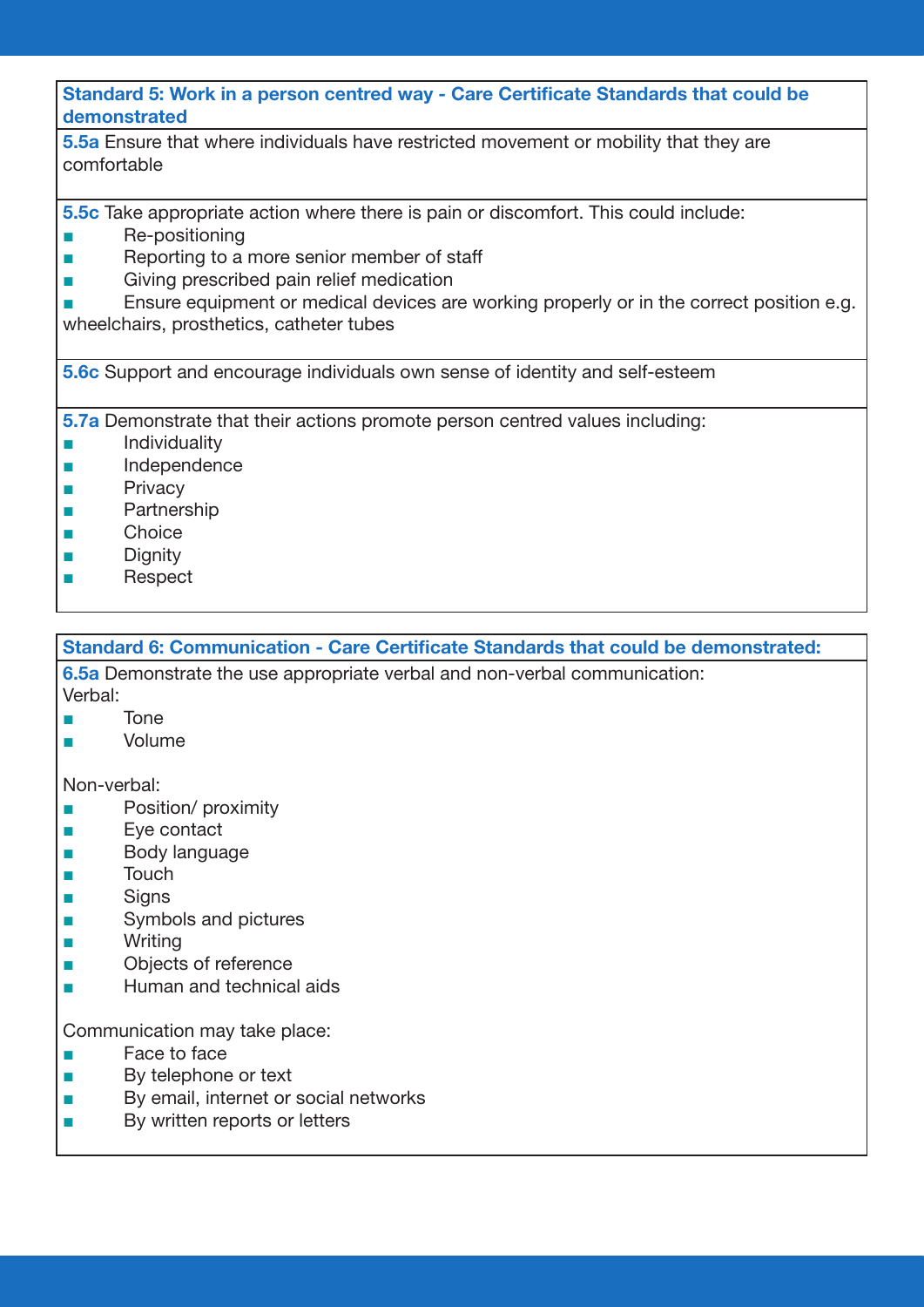### Standard 5: Work in a person centred way - Care Certificate Standards that could be demonstrated

**5.5a** Ensure that where individuals have restricted movement or mobility that they are comfortable

**5.5c** Take appropriate action where there is pain or discomfort. This could include:

- Re-positioning
- Reporting to a more senior member of staff
- Giving prescribed pain relief medication
- Ensure equipment or medical devices are working properly or in the correct position e.g. wheelchairs, prosthetics, catheter tubes

**5.6c** Support and encourage individuals own sense of identity and self-esteem

**5.7a** Demonstrate that their actions promote person centred values including:

- Individuality
- Independence
- Privacy
- Partnership
- Choice
- Dignity
- Respect

### Standard 6: Communication - Care Certificate Standards that could be demonstrated:

**6.5a** Demonstrate the use appropriate verbal and non-verbal communication:

Verbal:

- Tone
- Volume

Non-verbal:

- Position/ proximity
- Eye contact
- Body language
- Touch
- Signs
- Symbols and pictures
- Writing
- Objects of reference
- Human and technical aids

Communication may take place:

- Face to face
- By telephone or text
- By email, internet or social networks
- By written reports or letters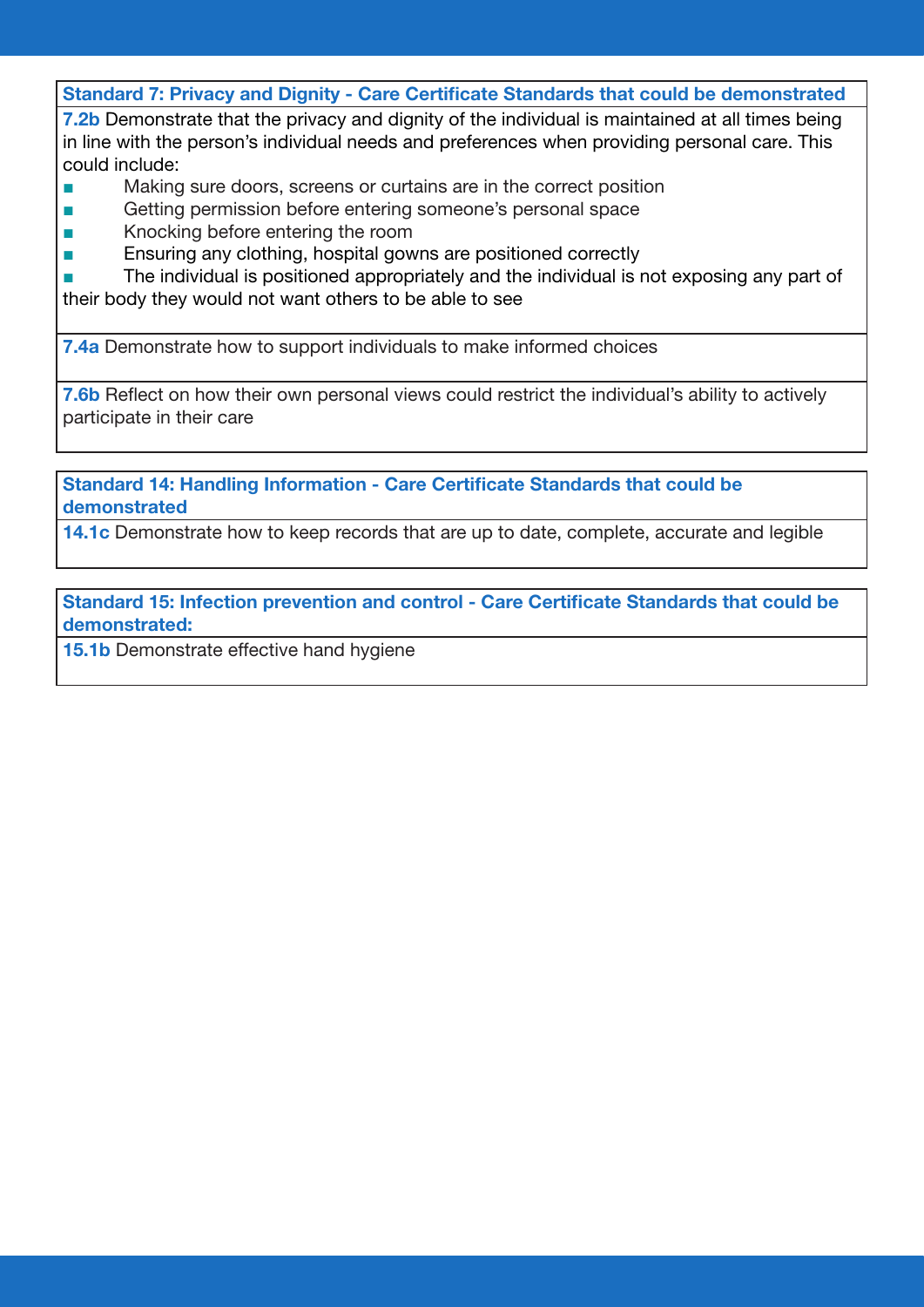**Standard 7: Privacy and Dignity - Care Certificate Standards that could be demonstrated**

**7.2b** Demonstrate that the privacy and dignity of the individual is maintained at all times being in line with the person's individual needs and preferences when providing personal care. This could include:

- Making sure doors, screens or curtains are in the correct position
- Getting permission before entering someone's personal space
- Knocking before entering the room
- Ensuring any clothing, hospital gowns are positioned correctly
- The individual is positioned appropriately and the individual is not exposing any part of their body they would not want others to be able to see

**7.4a** Demonstrate how to support individuals to make informed choices

**7.6b** Reflect on how their own personal views could restrict the individual's ability to actively participate in their care

**Standard 14: Handling Information - Care Certificate Standards that could be demonstrated**

**14.1c** Demonstrate how to keep records that are up to date, complete, accurate and legible

**Standard 15: Infection prevention and control - Care Certificate Standards that could be demonstrated:**

**15.1b** Demonstrate effective hand hygiene